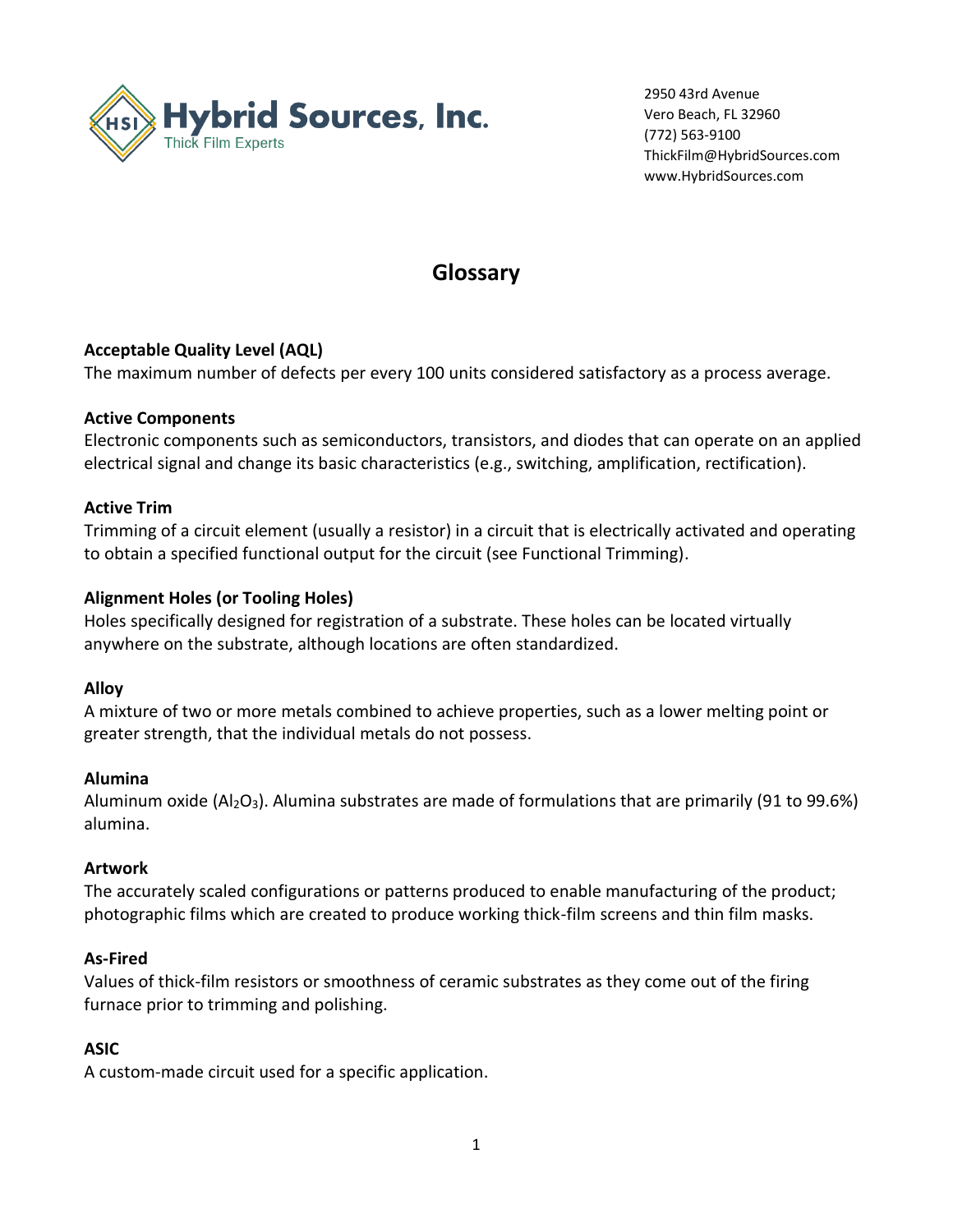Hybrid Sources, Inc.
Thick Film Experts

2950 43rd Avenue
Vero Beach, FL 32960
(772) 563-9100
ThickFilm@HybridSources.com
www.HybridSources.com

# Glossary

**Acceptable Quality Level (AQL)**
The maximum number of defects per every 100 units considered satisfactory as a process average.

**Active Components**
Electronic components such as semiconductors, transistors, and diodes that can operate on an applied electrical signal and change its basic characteristics (e.g., switching, amplification, rectification).

**Active Trim**
Trimming of a circuit element (usually a resistor) in a circuit that is electrically activated and operating to obtain a specified functional output for the circuit (see Functional Trimming).

**Alignment Holes (or Tooling Holes)**
Holes specifically designed for registration of a substrate. These holes can be located virtually anywhere on the substrate, although locations are often standardized.

**Alloy**
A mixture of two or more metals combined to achieve properties, such as a lower melting point or greater strength, that the individual metals do not possess.

**Alumina**
Aluminum oxide ($Al_2O_3$). Alumina substrates are made of formulations that are primarily (91 to 99.6%) alumina.

**Artwork**
The accurately scaled configurations or patterns produced to enable manufacturing of the product; photographic films which are created to produce working thick-film screens and thin film masks.

**As-Fired**
Values of thick-film resistors or smoothness of ceramic substrates as they come out of the firing furnace prior to trimming and polishing.

**ASIC**
A custom-made circuit used for a specific application.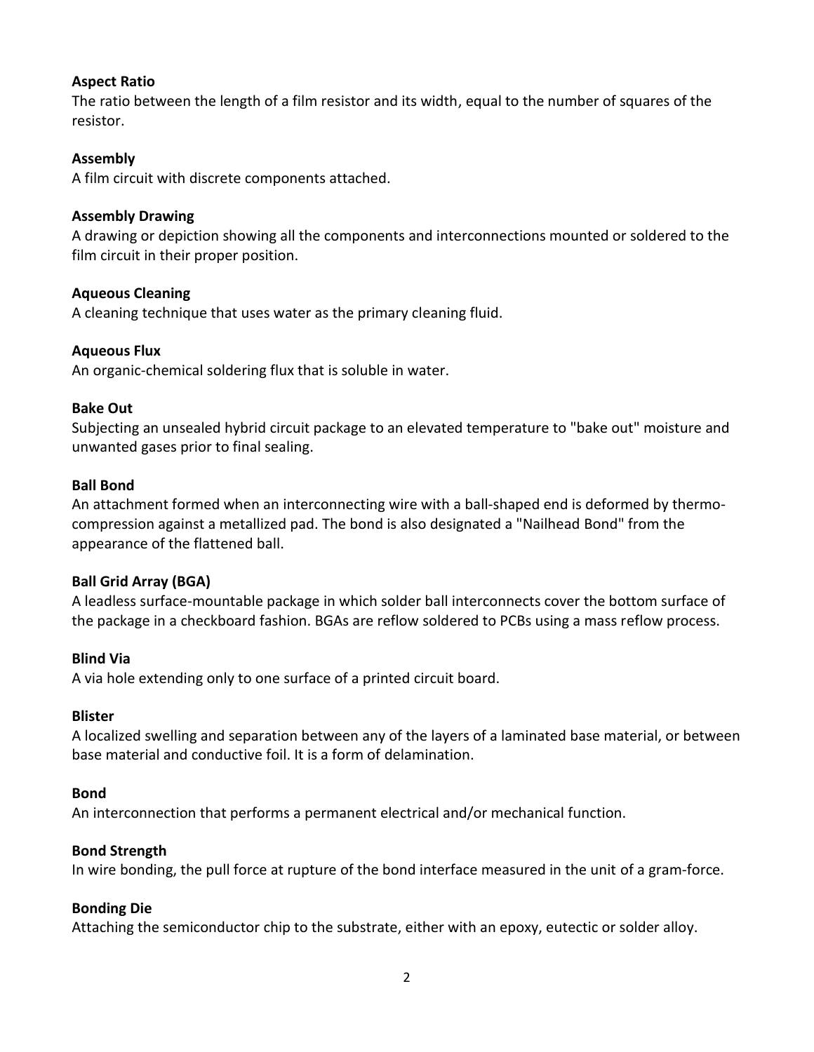**Aspect Ratio**
The ratio between the length of a film resistor and its width, equal to the number of squares of the resistor.

**Assembly**
A film circuit with discrete components attached.

**Assembly Drawing**
A drawing or depiction showing all the components and interconnections mounted or soldered to the film circuit in their proper position.

**Aqueous Cleaning**
A cleaning technique that uses water as the primary cleaning fluid.

**Aqueous Flux**
An organic-chemical soldering flux that is soluble in water.

**Bake Out**
Subjecting an unsealed hybrid circuit package to an elevated temperature to "bake out" moisture and unwanted gases prior to final sealing.

**Ball Bond**
An attachment formed when an interconnecting wire with a ball-shaped end is deformed by thermo-compression against a metallized pad. The bond is also designated a "Nailhead Bond" from the appearance of the flattened ball.

**Ball Grid Array (BGA)**
A leadless surface-mountable package in which solder ball interconnects cover the bottom surface of the package in a checkboard fashion. BGAs are reflow soldered to PCBs using a mass reflow process.

**Blind Via**
A via hole extending only to one surface of a printed circuit board.

**Blister**
A localized swelling and separation between any of the layers of a laminated base material, or between base material and conductive foil. It is a form of delamination.

**Bond**
An interconnection that performs a permanent electrical and/or mechanical function.

**Bond Strength**
In wire bonding, the pull force at rupture of the bond interface measured in the unit of a gram-force.

**Bonding Die**
Attaching the semiconductor chip to the substrate, either with an epoxy, eutectic or solder alloy.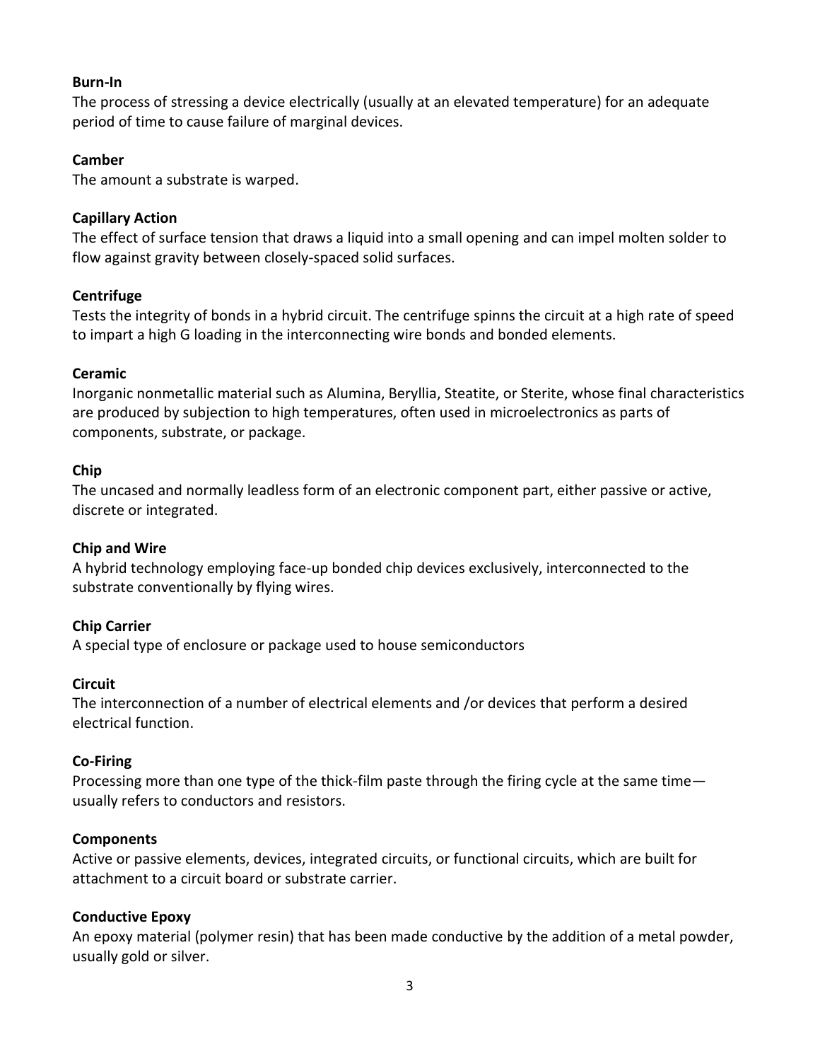**Burn-In**
The process of stressing a device electrically (usually at an elevated temperature) for an adequate period of time to cause failure of marginal devices.

**Camber**
The amount a substrate is warped.

**Capillary Action**
The effect of surface tension that draws a liquid into a small opening and can impel molten solder to flow against gravity between closely-spaced solid surfaces.

**Centrifuge**
Tests the integrity of bonds in a hybrid circuit. The centrifuge spinns the circuit at a high rate of speed to impart a high G loading in the interconnecting wire bonds and bonded elements.

**Ceramic**
Inorganic nonmetallic material such as Alumina, Beryllia, Steatite, or Sterite, whose final characteristics are produced by subjection to high temperatures, often used in microelectronics as parts of components, substrate, or package.

**Chip**
The uncased and normally leadless form of an electronic component part, either passive or active, discrete or integrated.

**Chip and Wire**
A hybrid technology employing face-up bonded chip devices exclusively, interconnected to the substrate conventionally by flying wires.

**Chip Carrier**
A special type of enclosure or package used to house semiconductors

**Circuit**
The interconnection of a number of electrical elements and /or devices that perform a desired electrical function.

**Co-Firing**
Processing more than one type of the thick-film paste through the firing cycle at the same time—usually refers to conductors and resistors.

**Components**
Active or passive elements, devices, integrated circuits, or functional circuits, which are built for attachment to a circuit board or substrate carrier.

**Conductive Epoxy**
An epoxy material (polymer resin) that has been made conductive by the addition of a metal powder, usually gold or silver.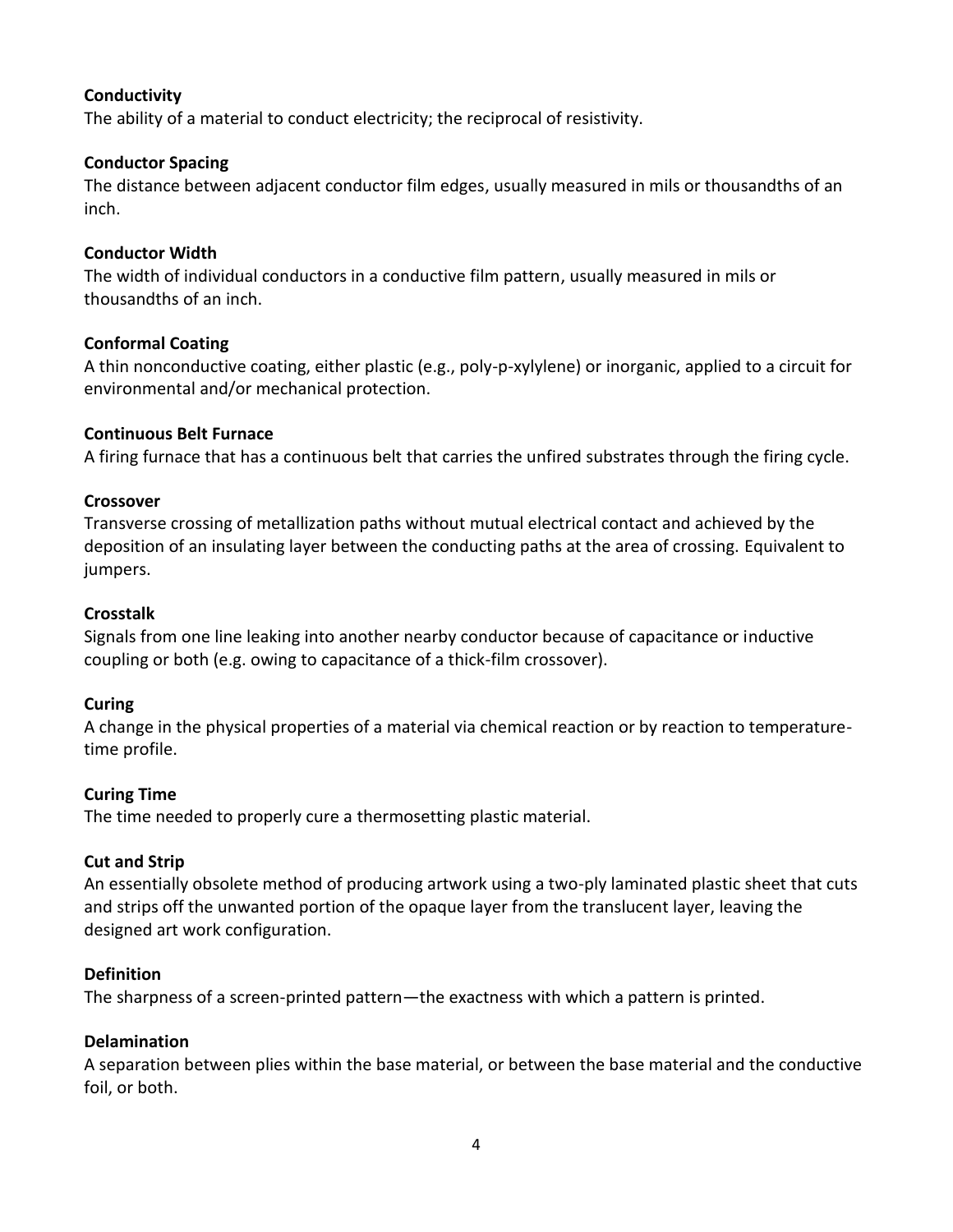**Conductivity**
The ability of a material to conduct electricity; the reciprocal of resistivity.

**Conductor Spacing**
The distance between adjacent conductor film edges, usually measured in mils or thousandths of an inch.

**Conductor Width**
The width of individual conductors in a conductive film pattern, usually measured in mils or thousandths of an inch.

**Conformal Coating**
A thin nonconductive coating, either plastic (e.g., poly-p-xylylene) or inorganic, applied to a circuit for environmental and/or mechanical protection.

**Continuous Belt Furnace**
A firing furnace that has a continuous belt that carries the unfired substrates through the firing cycle.

**Crossover**
Transverse crossing of metallization paths without mutual electrical contact and achieved by the deposition of an insulating layer between the conducting paths at the area of crossing. Equivalent to jumpers.

**Crosstalk**
Signals from one line leaking into another nearby conductor because of capacitance or inductive coupling or both (e.g. owing to capacitance of a thick-film crossover).

**Curing**
A change in the physical properties of a material via chemical reaction or by reaction to temperature-time profile.

**Curing Time**
The time needed to properly cure a thermosetting plastic material.

**Cut and Strip**
An essentially obsolete method of producing artwork using a two-ply laminated plastic sheet that cuts and strips off the unwanted portion of the opaque layer from the translucent layer, leaving the designed art work configuration.

**Definition**
The sharpness of a screen-printed pattern—the exactness with which a pattern is printed.

**Delamination**
A separation between plies within the base material, or between the base material and the conductive foil, or both.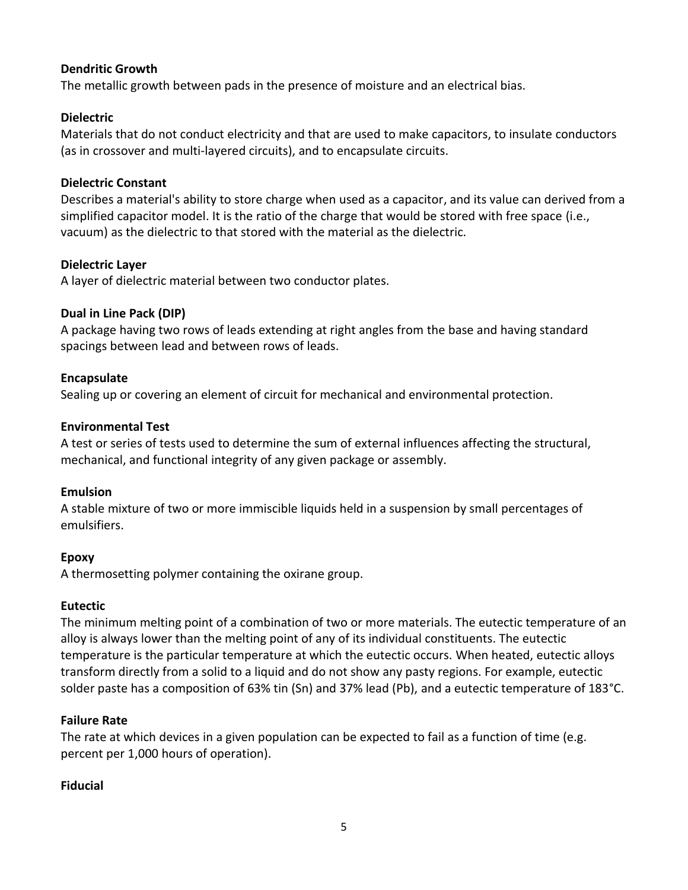**Dendritic Growth**

The metallic growth between pads in the presence of moisture and an electrical bias.

**Dielectric**

Materials that do not conduct electricity and that are used to make capacitors, to insulate conductors (as in crossover and multi-layered circuits), and to encapsulate circuits.

**Dielectric Constant**

Describes a material's ability to store charge when used as a capacitor, and its value can derived from a simplified capacitor model. It is the ratio of the charge that would be stored with free space (i.e., vacuum) as the dielectric to that stored with the material as the dielectric.

**Dielectric Layer**

A layer of dielectric material between two conductor plates.

**Dual in Line Pack (DIP)**

A package having two rows of leads extending at right angles from the base and having standard spacings between lead and between rows of leads.

**Encapsulate**

Sealing up or covering an element of circuit for mechanical and environmental protection.

**Environmental Test**

A test or series of tests used to determine the sum of external influences affecting the structural, mechanical, and functional integrity of any given package or assembly.

**Emulsion**

A stable mixture of two or more immiscible liquids held in a suspension by small percentages of emulsifiers.

**Epoxy**

A thermosetting polymer containing the oxirane group.

**Eutectic**

The minimum melting point of a combination of two or more materials. The eutectic temperature of an alloy is always lower than the melting point of any of its individual constituents. The eutectic temperature is the particular temperature at which the eutectic occurs. When heated, eutectic alloys transform directly from a solid to a liquid and do not show any pasty regions. For example, eutectic solder paste has a composition of 63% tin (Sn) and 37% lead (Pb), and a eutectic temperature of 183°C.

**Failure Rate**

The rate at which devices in a given population can be expected to fail as a function of time (e.g. percent per 1,000 hours of operation).

**Fiducial**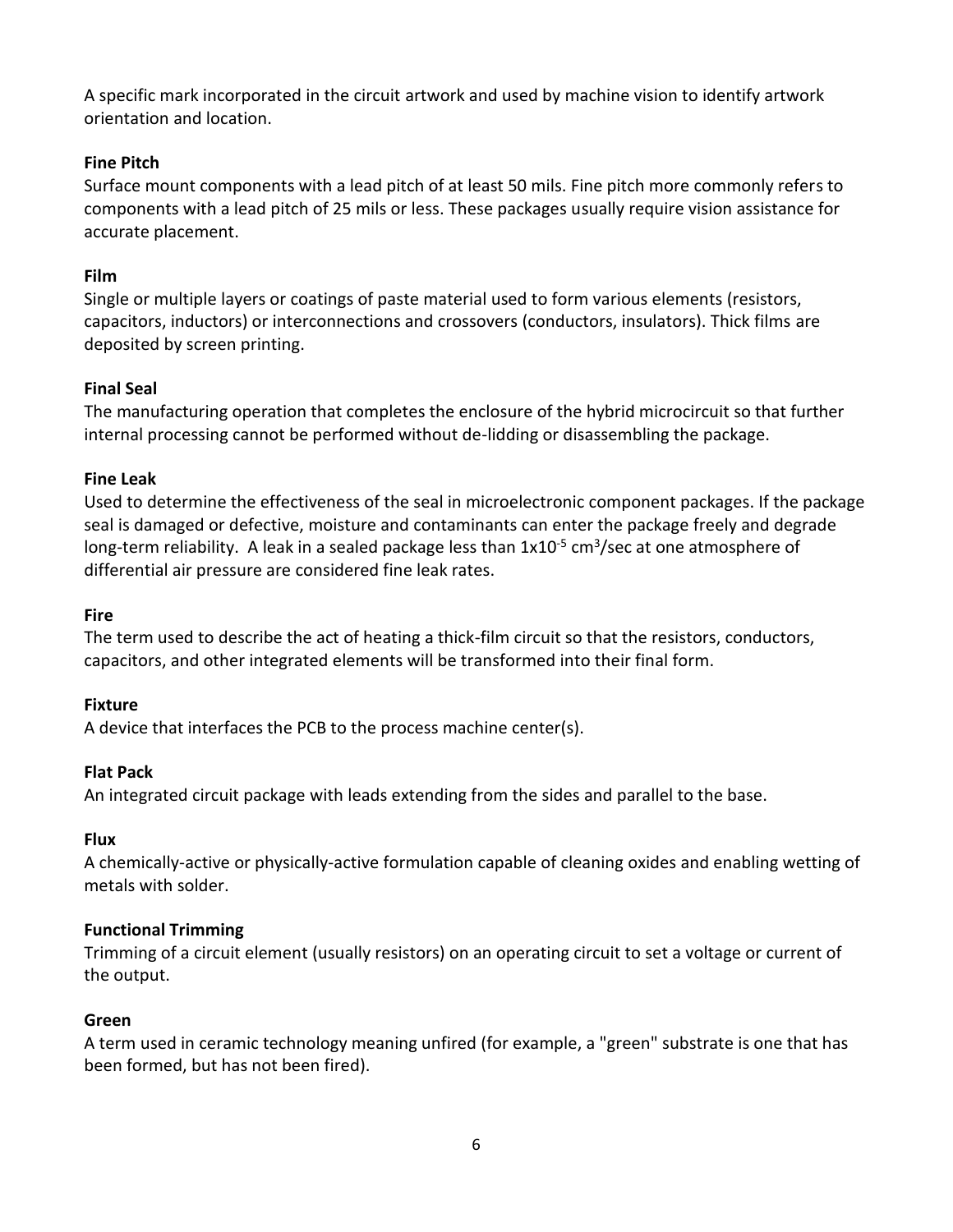A specific mark incorporated in the circuit artwork and used by machine vision to identify artwork orientation and location.

**Fine Pitch**
Surface mount components with a lead pitch of at least 50 mils. Fine pitch more commonly refers to components with a lead pitch of 25 mils or less. These packages usually require vision assistance for accurate placement.

**Film**
Single or multiple layers or coatings of paste material used to form various elements (resistors, capacitors, inductors) or interconnections and crossovers (conductors, insulators). Thick films are deposited by screen printing.

**Final Seal**
The manufacturing operation that completes the enclosure of the hybrid microcircuit so that further internal processing cannot be performed without de-lidding or disassembling the package.

**Fine Leak**
Used to determine the effectiveness of the seal in microelectronic component packages. If the package seal is damaged or defective, moisture and contaminants can enter the package freely and degrade long-term reliability. A leak in a sealed package less than $1x10^{-5}$ $cm^3$/sec at one atmosphere of differential air pressure are considered fine leak rates.

**Fire**
The term used to describe the act of heating a thick-film circuit so that the resistors, conductors, capacitors, and other integrated elements will be transformed into their final form.

**Fixture**
A device that interfaces the PCB to the process machine center(s).

**Flat Pack**
An integrated circuit package with leads extending from the sides and parallel to the base.

**Flux**
A chemically-active or physically-active formulation capable of cleaning oxides and enabling wetting of metals with solder.

**Functional Trimming**
Trimming of a circuit element (usually resistors) on an operating circuit to set a voltage or current of the output.

**Green**
A term used in ceramic technology meaning unfired (for example, a "green" substrate is one that has been formed, but has not been fired).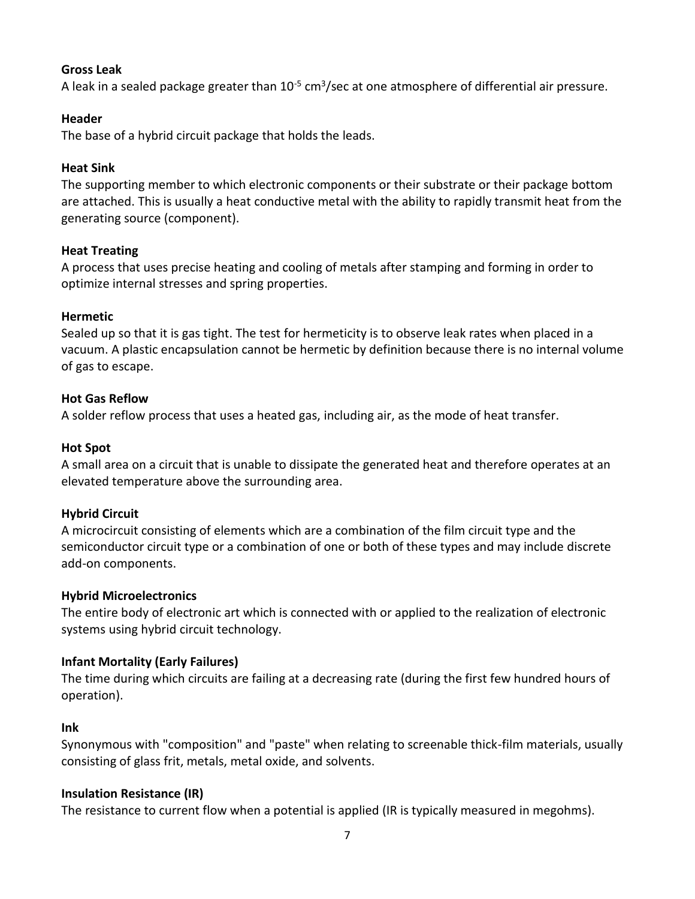**Gross Leak**

A leak in a sealed package greater than $10^{-5}$ $cm^3$/sec at one atmosphere of differential air pressure.

**Header**

The base of a hybrid circuit package that holds the leads.

**Heat Sink**

The supporting member to which electronic components or their substrate or their package bottom are attached. This is usually a heat conductive metal with the ability to rapidly transmit heat from the generating source (component).

**Heat Treating**

A process that uses precise heating and cooling of metals after stamping and forming in order to optimize internal stresses and spring properties.

**Hermetic**

Sealed up so that it is gas tight. The test for hermeticity is to observe leak rates when placed in a vacuum. A plastic encapsulation cannot be hermetic by definition because there is no internal volume of gas to escape.

**Hot Gas Reflow**

A solder reflow process that uses a heated gas, including air, as the mode of heat transfer.

**Hot Spot**

A small area on a circuit that is unable to dissipate the generated heat and therefore operates at an elevated temperature above the surrounding area.

**Hybrid Circuit**

A microcircuit consisting of elements which are a combination of the film circuit type and the semiconductor circuit type or a combination of one or both of these types and may include discrete add-on components.

**Hybrid Microelectronics**

The entire body of electronic art which is connected with or applied to the realization of electronic systems using hybrid circuit technology.

**Infant Mortality (Early Failures)**

The time during which circuits are failing at a decreasing rate (during the first few hundred hours of operation).

**Ink**

Synonymous with "composition" and "paste" when relating to screenable thick-film materials, usually consisting of glass frit, metals, metal oxide, and solvents.

**Insulation Resistance (IR)**

The resistance to current flow when a potential is applied (IR is typically measured in megohms).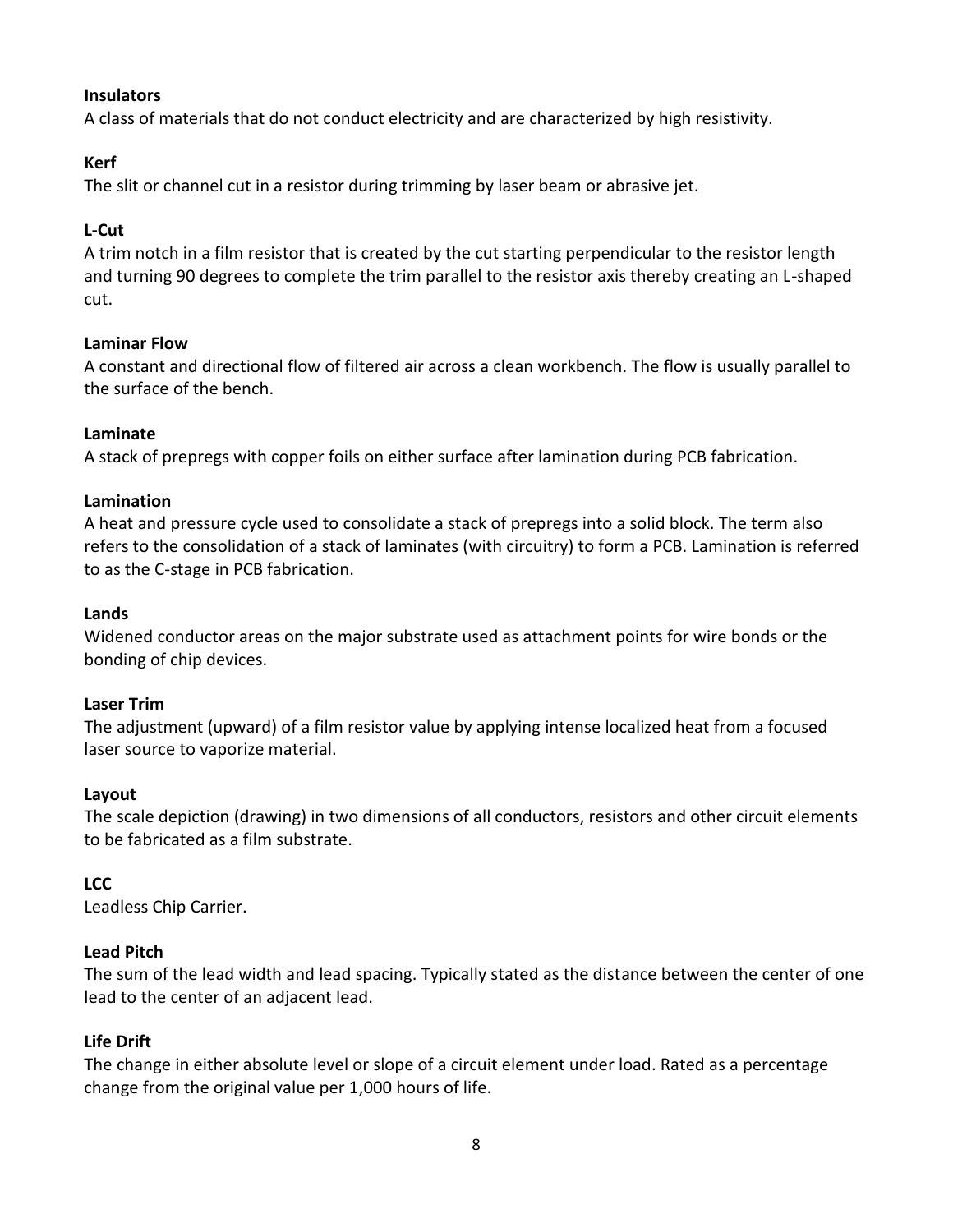**Insulators**
A class of materials that do not conduct electricity and are characterized by high resistivity.

**Kerf**
The slit or channel cut in a resistor during trimming by laser beam or abrasive jet.

**L-Cut**
A trim notch in a film resistor that is created by the cut starting perpendicular to the resistor length and turning 90 degrees to complete the trim parallel to the resistor axis thereby creating an L-shaped cut.

**Laminar Flow**
A constant and directional flow of filtered air across a clean workbench. The flow is usually parallel to the surface of the bench.

**Laminate**
A stack of prepregs with copper foils on either surface after lamination during PCB fabrication.

**Lamination**
A heat and pressure cycle used to consolidate a stack of prepregs into a solid block. The term also refers to the consolidation of a stack of laminates (with circuitry) to form a PCB. Lamination is referred to as the C-stage in PCB fabrication.

**Lands**
Widened conductor areas on the major substrate used as attachment points for wire bonds or the bonding of chip devices.

**Laser Trim**
The adjustment (upward) of a film resistor value by applying intense localized heat from a focused laser source to vaporize material.

**Layout**
The scale depiction (drawing) in two dimensions of all conductors, resistors and other circuit elements to be fabricated as a film substrate.

**LCC**
Leadless Chip Carrier.

**Lead Pitch**
The sum of the lead width and lead spacing. Typically stated as the distance between the center of one lead to the center of an adjacent lead.

**Life Drift**
The change in either absolute level or slope of a circuit element under load. Rated as a percentage change from the original value per 1,000 hours of life.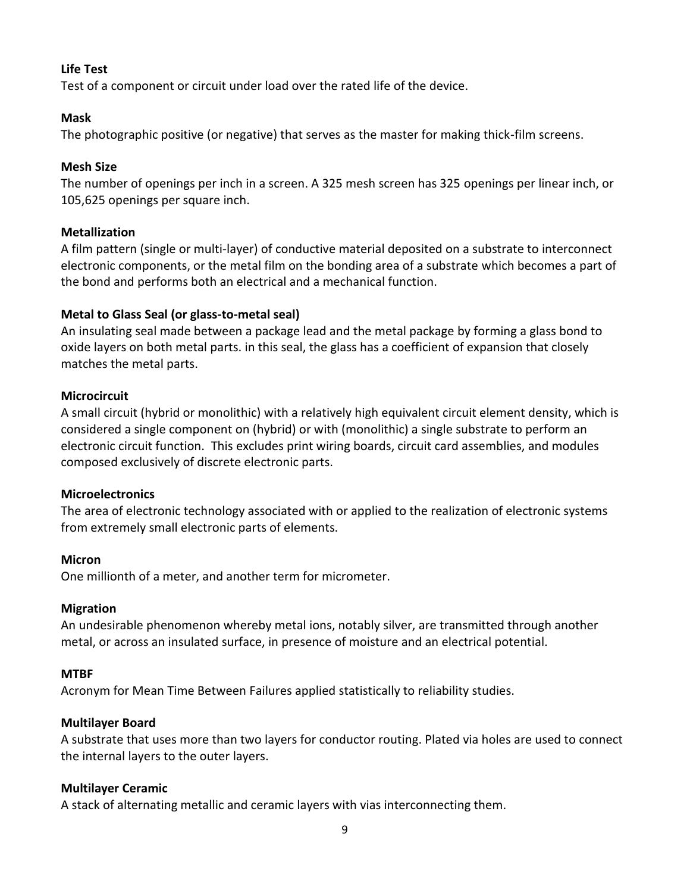**Life Test**
Test of a component or circuit under load over the rated life of the device.

**Mask**
The photographic positive (or negative) that serves as the master for making thick-film screens.

**Mesh Size**
The number of openings per inch in a screen. A 325 mesh screen has 325 openings per linear inch, or 105,625 openings per square inch.

**Metallization**
A film pattern (single or multi-layer) of conductive material deposited on a substrate to interconnect electronic components, or the metal film on the bonding area of a substrate which becomes a part of the bond and performs both an electrical and a mechanical function.

**Metal to Glass Seal (or glass-to-metal seal)**
An insulating seal made between a package lead and the metal package by forming a glass bond to oxide layers on both metal parts. in this seal, the glass has a coefficient of expansion that closely matches the metal parts.

**Microcircuit**
A small circuit (hybrid or monolithic) with a relatively high equivalent circuit element density, which is considered a single component on (hybrid) or with (monolithic) a single substrate to perform an electronic circuit function. This excludes print wiring boards, circuit card assemblies, and modules composed exclusively of discrete electronic parts.

**Microelectronics**
The area of electronic technology associated with or applied to the realization of electronic systems from extremely small electronic parts of elements.

**Micron**
One millionth of a meter, and another term for micrometer.

**Migration**
An undesirable phenomenon whereby metal ions, notably silver, are transmitted through another metal, or across an insulated surface, in presence of moisture and an electrical potential.

**MTBF**
Acronym for Mean Time Between Failures applied statistically to reliability studies.

**Multilayer Board**
A substrate that uses more than two layers for conductor routing. Plated via holes are used to connect the internal layers to the outer layers.

**Multilayer Ceramic**
A stack of alternating metallic and ceramic layers with vias interconnecting them.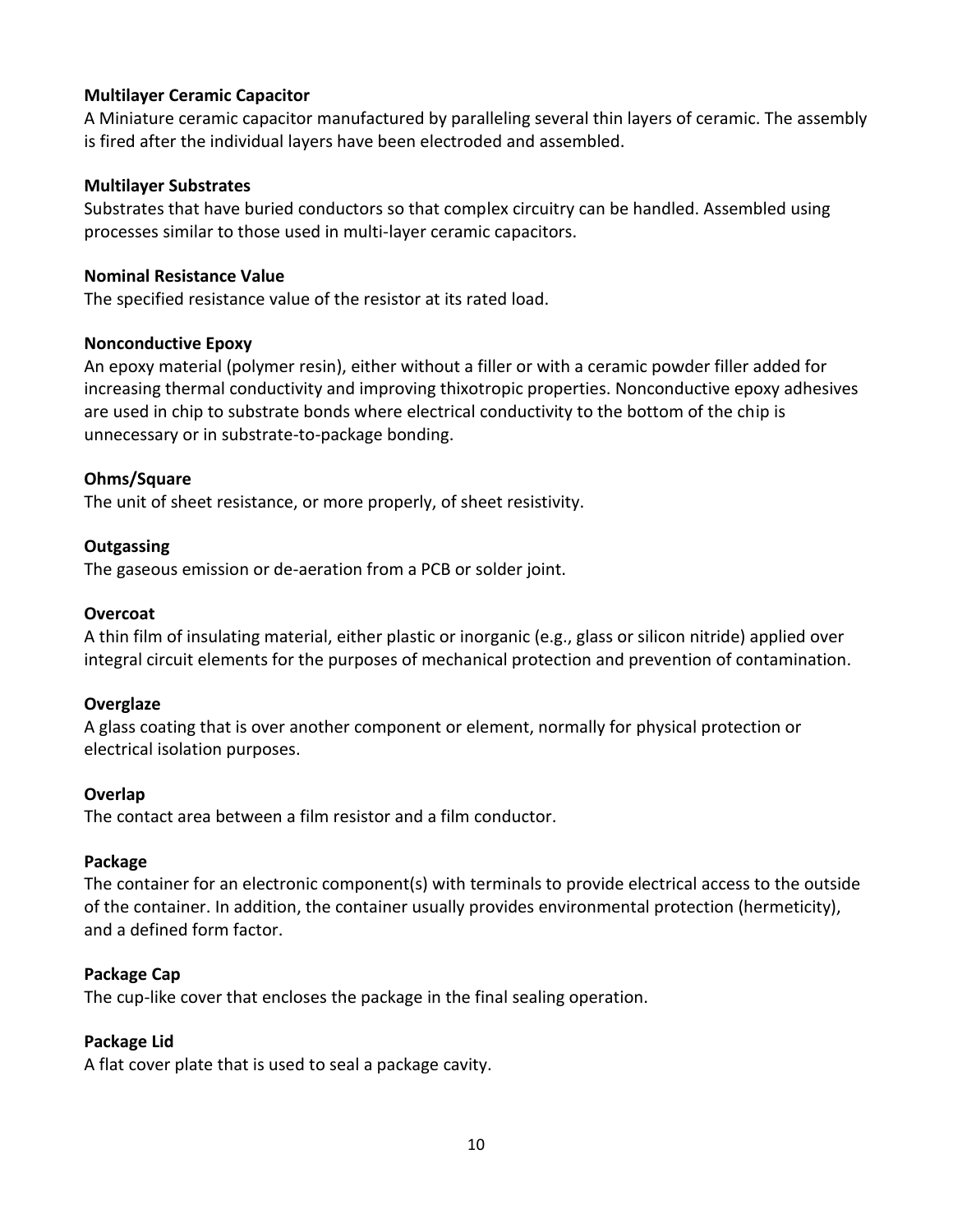**Multilayer Ceramic Capacitor**
A Miniature ceramic capacitor manufactured by paralleling several thin layers of ceramic. The assembly is fired after the individual layers have been electroded and assembled.

**Multilayer Substrates**
Substrates that have buried conductors so that complex circuitry can be handled. Assembled using processes similar to those used in multi-layer ceramic capacitors.

**Nominal Resistance Value**
The specified resistance value of the resistor at its rated load.

**Nonconductive Epoxy**
An epoxy material (polymer resin), either without a filler or with a ceramic powder filler added for increasing thermal conductivity and improving thixotropic properties. Nonconductive epoxy adhesives are used in chip to substrate bonds where electrical conductivity to the bottom of the chip is unnecessary or in substrate-to-package bonding.

**Ohms/Square**
The unit of sheet resistance, or more properly, of sheet resistivity.

**Outgassing**
The gaseous emission or de-aeration from a PCB or solder joint.

**Overcoat**
A thin film of insulating material, either plastic or inorganic (e.g., glass or silicon nitride) applied over integral circuit elements for the purposes of mechanical protection and prevention of contamination.

**Overglaze**
A glass coating that is over another component or element, normally for physical protection or electrical isolation purposes.

**Overlap**
The contact area between a film resistor and a film conductor.

**Package**
The container for an electronic component(s) with terminals to provide electrical access to the outside of the container. In addition, the container usually provides environmental protection (hermeticity), and a defined form factor.

**Package Cap**
The cup-like cover that encloses the package in the final sealing operation.

**Package Lid**
A flat cover plate that is used to seal a package cavity.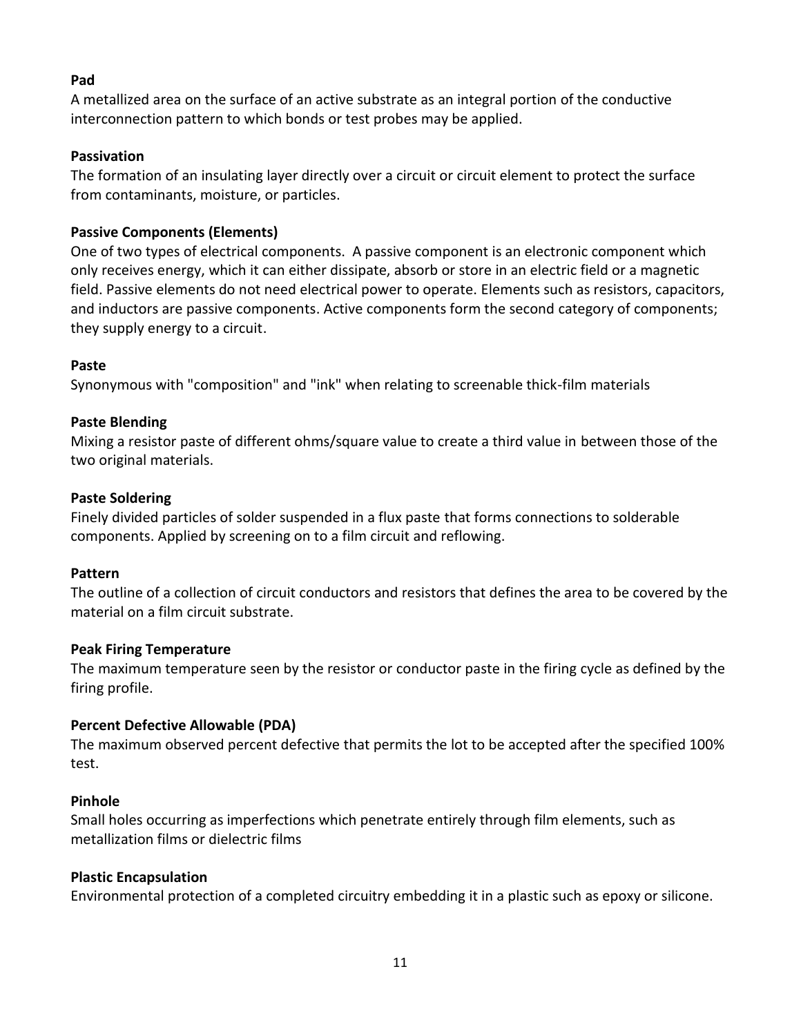**Pad**

A metallized area on the surface of an active substrate as an integral portion of the conductive interconnection pattern to which bonds or test probes may be applied.

**Passivation**

The formation of an insulating layer directly over a circuit or circuit element to protect the surface from contaminants, moisture, or particles.

**Passive Components (Elements)**

One of two types of electrical components. A passive component is an electronic component which only receives energy, which it can either dissipate, absorb or store in an electric field or a magnetic field. Passive elements do not need electrical power to operate. Elements such as resistors, capacitors, and inductors are passive components. Active components form the second category of components; they supply energy to a circuit.

**Paste**

Synonymous with "composition" and "ink" when relating to screenable thick-film materials

**Paste Blending**

Mixing a resistor paste of different ohms/square value to create a third value in between those of the two original materials.

**Paste Soldering**

Finely divided particles of solder suspended in a flux paste that forms connections to solderable components. Applied by screening on to a film circuit and reflowing.

**Pattern**

The outline of a collection of circuit conductors and resistors that defines the area to be covered by the material on a film circuit substrate.

**Peak Firing Temperature**

The maximum temperature seen by the resistor or conductor paste in the firing cycle as defined by the firing profile.

**Percent Defective Allowable (PDA)**

The maximum observed percent defective that permits the lot to be accepted after the specified 100% test.

**Pinhole**

Small holes occurring as imperfections which penetrate entirely through film elements, such as metallization films or dielectric films

**Plastic Encapsulation**

Environmental protection of a completed circuitry embedding it in a plastic such as epoxy or silicone.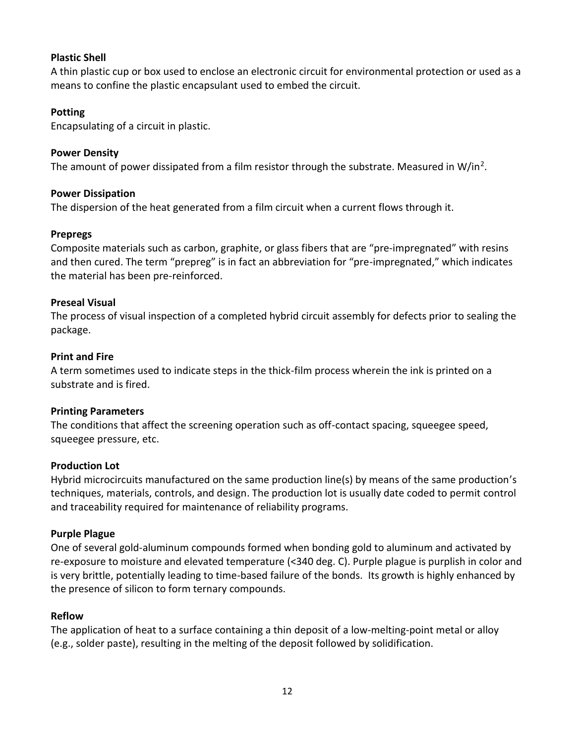**Plastic Shell**

A thin plastic cup or box used to enclose an electronic circuit for environmental protection or used as a means to confine the plastic encapsulant used to embed the circuit.

**Potting**

Encapsulating of a circuit in plastic.

**Power Density**

The amount of power dissipated from a film resistor through the substrate. Measured in W/in$^2$.

**Power Dissipation**

The dispersion of the heat generated from a film circuit when a current flows through it.

**Prepregs**

Composite materials such as carbon, graphite, or glass fibers that are "pre-impregnated" with resins and then cured. The term "prepreg" is in fact an abbreviation for "pre-impregnated," which indicates the material has been pre-reinforced.

**Preseal Visual**

The process of visual inspection of a completed hybrid circuit assembly for defects prior to sealing the package.

**Print and Fire**

A term sometimes used to indicate steps in the thick-film process wherein the ink is printed on a substrate and is fired.

**Printing Parameters**

The conditions that affect the screening operation such as off-contact spacing, squeegee speed, squeegee pressure, etc.

**Production Lot**

Hybrid microcircuits manufactured on the same production line(s) by means of the same production's techniques, materials, controls, and design. The production lot is usually date coded to permit control and traceability required for maintenance of reliability programs.

**Purple Plague**

One of several gold-aluminum compounds formed when bonding gold to aluminum and activated by re-exposure to moisture and elevated temperature (<340 deg. C). Purple plague is purplish in color and is very brittle, potentially leading to time-based failure of the bonds. Its growth is highly enhanced by the presence of silicon to form ternary compounds.

**Reflow**

The application of heat to a surface containing a thin deposit of a low-melting-point metal or alloy (e.g., solder paste), resulting in the melting of the deposit followed by solidification.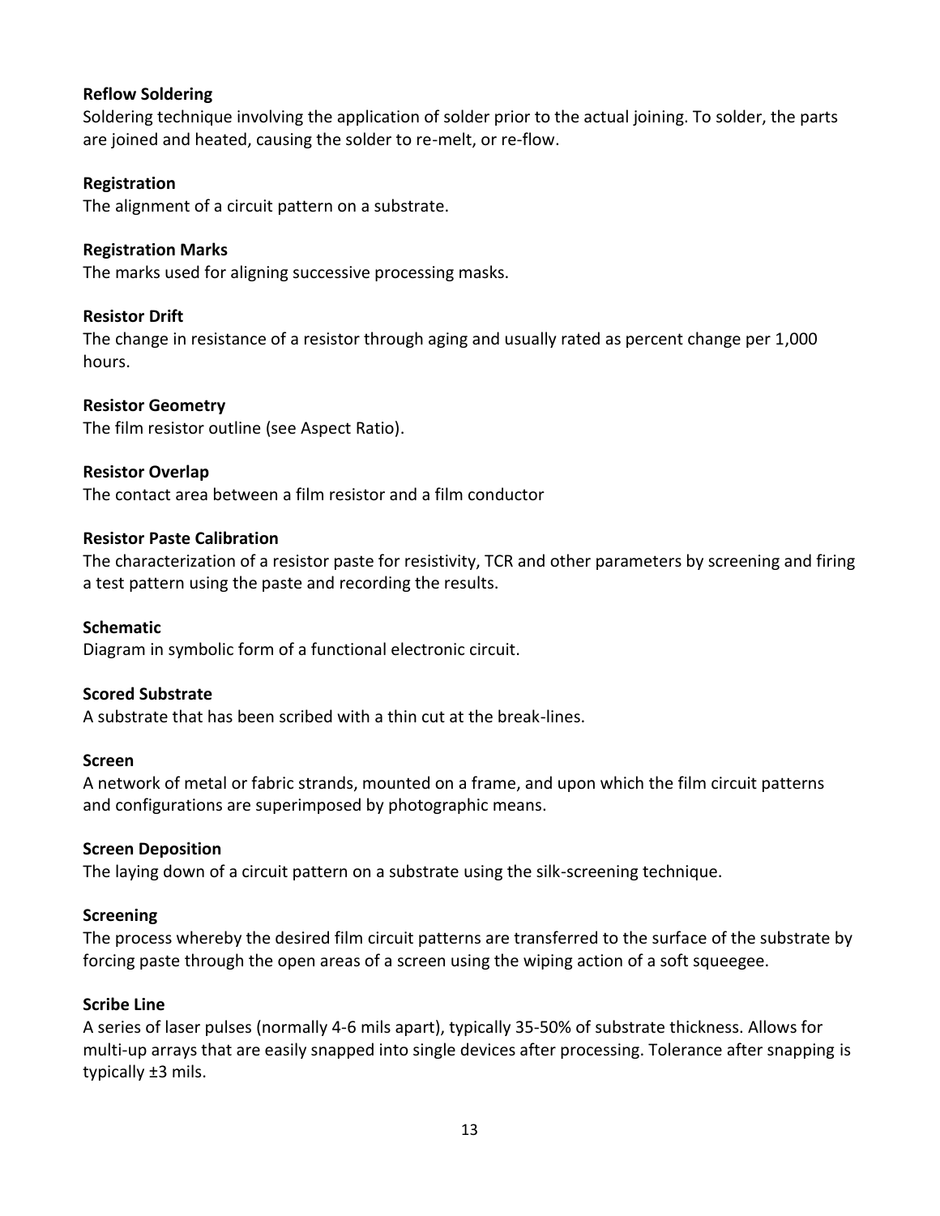**Reflow Soldering**
Soldering technique involving the application of solder prior to the actual joining. To solder, the parts are joined and heated, causing the solder to re-melt, or re-flow.

**Registration**
The alignment of a circuit pattern on a substrate.

**Registration Marks**
The marks used for aligning successive processing masks.

**Resistor Drift**
The change in resistance of a resistor through aging and usually rated as percent change per 1,000 hours.

**Resistor Geometry**
The film resistor outline (see Aspect Ratio).

**Resistor Overlap**
The contact area between a film resistor and a film conductor

**Resistor Paste Calibration**
The characterization of a resistor paste for resistivity, TCR and other parameters by screening and firing a test pattern using the paste and recording the results.

**Schematic**
Diagram in symbolic form of a functional electronic circuit.

**Scored Substrate**
A substrate that has been scribed with a thin cut at the break-lines.

**Screen**
A network of metal or fabric strands, mounted on a frame, and upon which the film circuit patterns and configurations are superimposed by photographic means.

**Screen Deposition**
The laying down of a circuit pattern on a substrate using the silk-screening technique.

**Screening**
The process whereby the desired film circuit patterns are transferred to the surface of the substrate by forcing paste through the open areas of a screen using the wiping action of a soft squeegee.

**Scribe Line**
A series of laser pulses (normally 4-6 mils apart), typically 35-50% of substrate thickness. Allows for multi-up arrays that are easily snapped into single devices after processing. Tolerance after snapping is typically ±3 mils.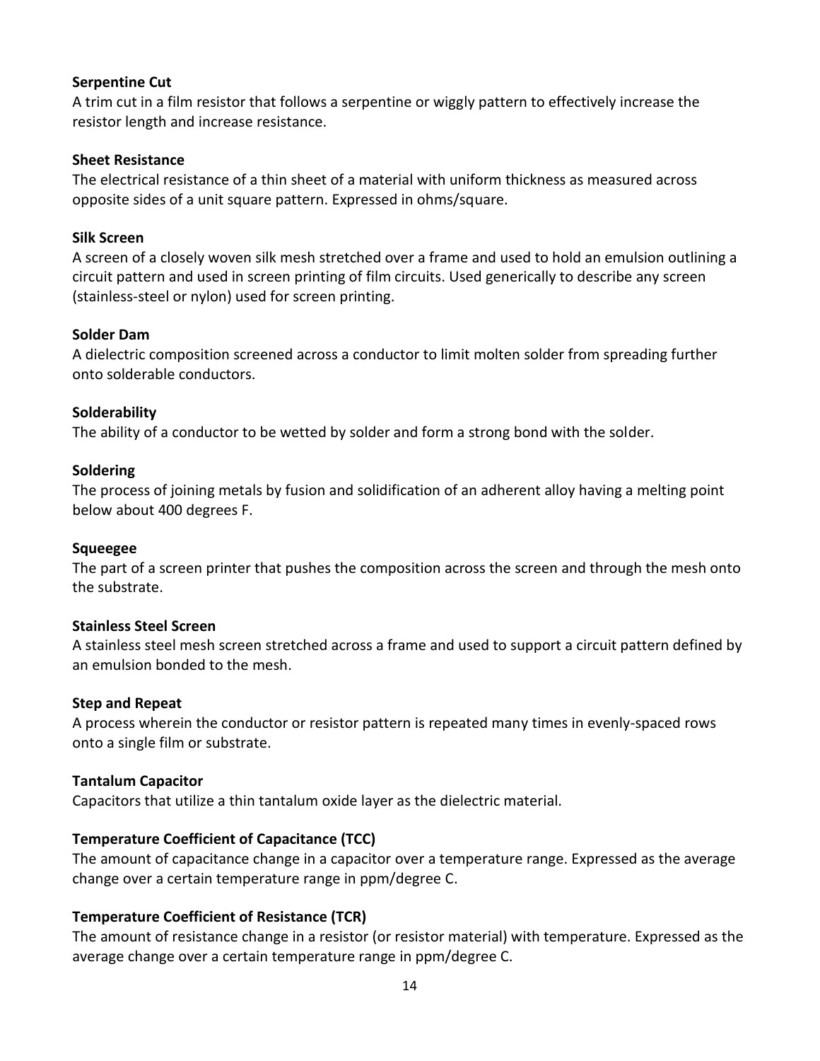**Serpentine Cut**
A trim cut in a film resistor that follows a serpentine or wiggly pattern to effectively increase the resistor length and increase resistance.

**Sheet Resistance**
The electrical resistance of a thin sheet of a material with uniform thickness as measured across opposite sides of a unit square pattern. Expressed in ohms/square.

**Silk Screen**
A screen of a closely woven silk mesh stretched over a frame and used to hold an emulsion outlining a circuit pattern and used in screen printing of film circuits. Used generically to describe any screen (stainless-steel or nylon) used for screen printing.

**Solder Dam**
A dielectric composition screened across a conductor to limit molten solder from spreading further onto solderable conductors.

**Solderability**
The ability of a conductor to be wetted by solder and form a strong bond with the solder.

**Soldering**
The process of joining metals by fusion and solidification of an adherent alloy having a melting point below about 400 degrees F.

**Squeegee**
The part of a screen printer that pushes the composition across the screen and through the mesh onto the substrate.

**Stainless Steel Screen**
A stainless steel mesh screen stretched across a frame and used to support a circuit pattern defined by an emulsion bonded to the mesh.

**Step and Repeat**
A process wherein the conductor or resistor pattern is repeated many times in evenly-spaced rows onto a single film or substrate.

**Tantalum Capacitor**
Capacitors that utilize a thin tantalum oxide layer as the dielectric material.

**Temperature Coefficient of Capacitance (TCC)**
The amount of capacitance change in a capacitor over a temperature range. Expressed as the average change over a certain temperature range in ppm/degree C.

**Temperature Coefficient of Resistance (TCR)**
The amount of resistance change in a resistor (or resistor material) with temperature. Expressed as the average change over a certain temperature range in ppm/degree C.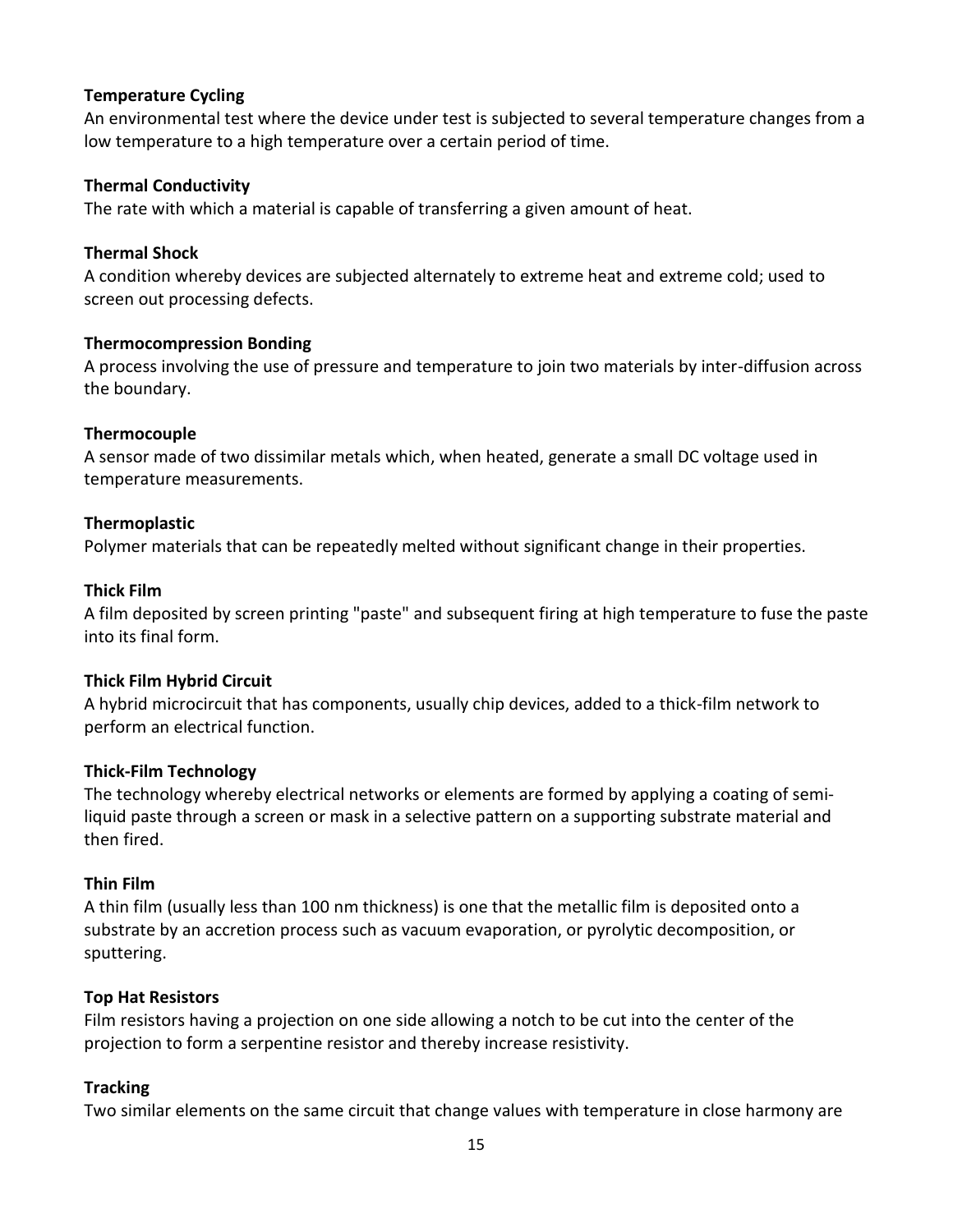**Temperature Cycling**

An environmental test where the device under test is subjected to several temperature changes from a low temperature to a high temperature over a certain period of time.

**Thermal Conductivity**

The rate with which a material is capable of transferring a given amount of heat.

**Thermal Shock**

A condition whereby devices are subjected alternately to extreme heat and extreme cold; used to screen out processing defects.

**Thermocompression Bonding**

A process involving the use of pressure and temperature to join two materials by inter-diffusion across the boundary.

**Thermocouple**

A sensor made of two dissimilar metals which, when heated, generate a small DC voltage used in temperature measurements.

**Thermoplastic**

Polymer materials that can be repeatedly melted without significant change in their properties.

**Thick Film**

A film deposited by screen printing "paste" and subsequent firing at high temperature to fuse the paste into its final form.

**Thick Film Hybrid Circuit**

A hybrid microcircuit that has components, usually chip devices, added to a thick-film network to perform an electrical function.

**Thick-Film Technology**

The technology whereby electrical networks or elements are formed by applying a coating of semi-liquid paste through a screen or mask in a selective pattern on a supporting substrate material and then fired.

**Thin Film**

A thin film (usually less than 100 nm thickness) is one that the metallic film is deposited onto a substrate by an accretion process such as vacuum evaporation, or pyrolytic decomposition, or sputtering.

**Top Hat Resistors**

Film resistors having a projection on one side allowing a notch to be cut into the center of the projection to form a serpentine resistor and thereby increase resistivity.

**Tracking**

Two similar elements on the same circuit that change values with temperature in close harmony are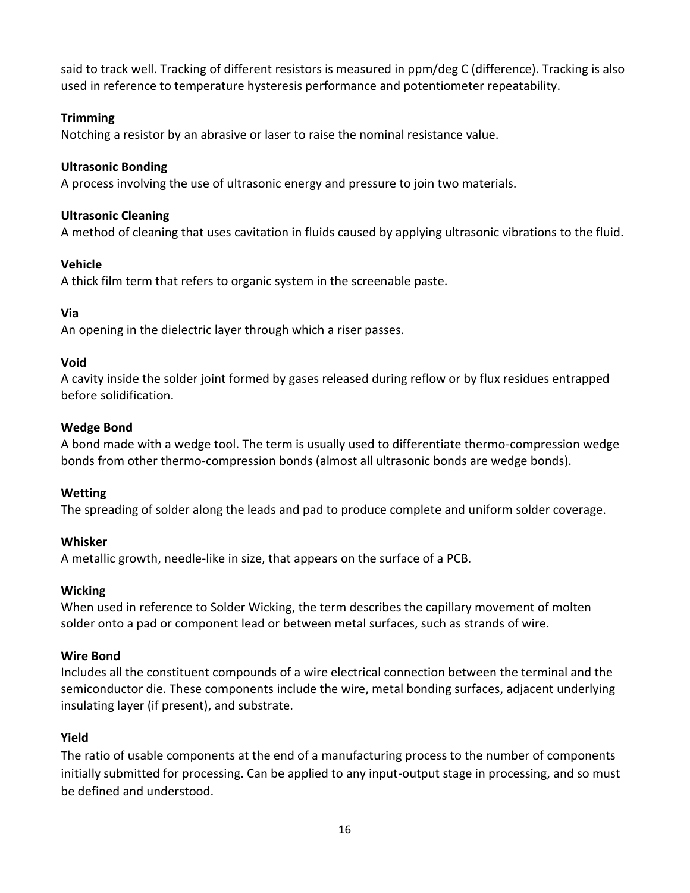said to track well. Tracking of different resistors is measured in ppm/deg C (difference). Tracking is also used in reference to temperature hysteresis performance and potentiometer repeatability.

**Trimming**
Notching a resistor by an abrasive or laser to raise the nominal resistance value.

**Ultrasonic Bonding**
A process involving the use of ultrasonic energy and pressure to join two materials.

**Ultrasonic Cleaning**
A method of cleaning that uses cavitation in fluids caused by applying ultrasonic vibrations to the fluid.

**Vehicle**
A thick film term that refers to organic system in the screenable paste.

**Via**
An opening in the dielectric layer through which a riser passes.

**Void**
A cavity inside the solder joint formed by gases released during reflow or by flux residues entrapped before solidification.

**Wedge Bond**
A bond made with a wedge tool. The term is usually used to differentiate thermo-compression wedge bonds from other thermo-compression bonds (almost all ultrasonic bonds are wedge bonds).

**Wetting**
The spreading of solder along the leads and pad to produce complete and uniform solder coverage.

**Whisker**
A metallic growth, needle-like in size, that appears on the surface of a PCB.

**Wicking**
When used in reference to Solder Wicking, the term describes the capillary movement of molten solder onto a pad or component lead or between metal surfaces, such as strands of wire.

**Wire Bond**
Includes all the constituent compounds of a wire electrical connection between the terminal and the semiconductor die. These components include the wire, metal bonding surfaces, adjacent underlying insulating layer (if present), and substrate.

**Yield**
The ratio of usable components at the end of a manufacturing process to the number of components initially submitted for processing. Can be applied to any input-output stage in processing, and so must be defined and understood.